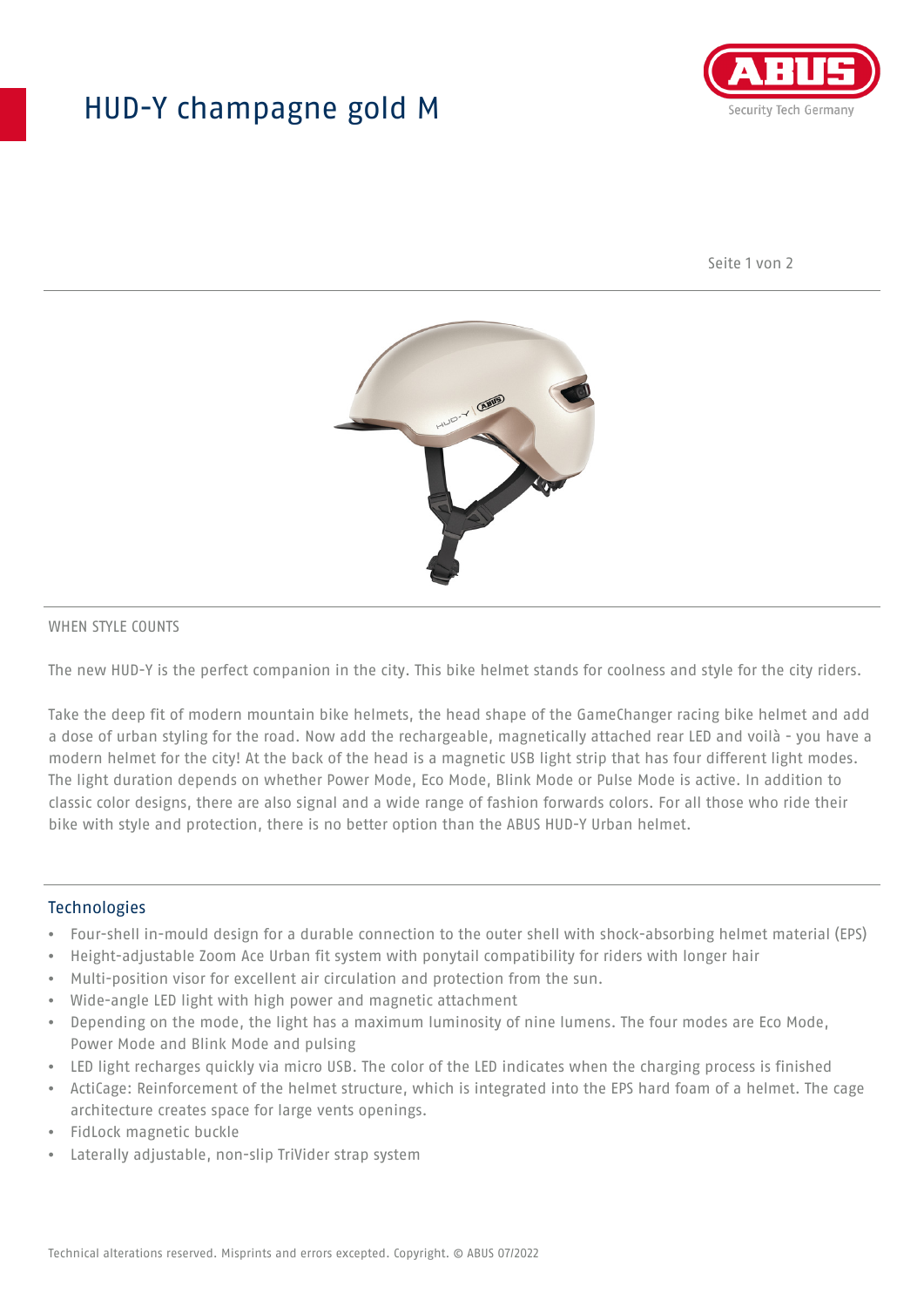# HUD-Y champagne gold M

WHEN STYLE COUNTS

The new HUD-Y is the perfect companion in the city. This bike helmet stands for coolness and style for the city riders.

Take the deep fit of modern mountain bike helmets, the head shape of the GameChanger racing bike helmet and add a dose of urban styling for the road. Now add the rechargeable, magnetically attached rear LED and voilà - you have a modern helmet for the city! At the back of the head is a magnetic USB light strip that has four different light modes. The light duration depends on whether Power Mode, Eco Mode, Blink Mode or Pulse Mode is active. In addition to classic color designs, there are also signal and a wide range of fashion forwards colors. For all those who ride their bike with style and protection, there is no better option than the ABUS HUD-Y Urban helmet.

## Technologies

- Four-shell in-mould design for a durable connection to the outer shell with shock-absorbing helmet material (EPS)
- Height-adjustable Zoom Ace Urban fit system with ponytail compatibility for riders with longer hair
- Multi-position visor for excellent air circulation and protection from the sun.
- Wide-angle LED light with high power and magnetic attachment
- Depending on the mode, the light has a maximum luminosity of nine lumens. The four modes are Eco Mode, Power Mode and Blink Mode and pulsing
- LED light recharges quickly via micro USB. The color of the LED indicates when the charging process is finished
- ActiCage: Reinforcement of the helmet structure, which is integrated into the EPS hard foam of a helmet. The cage architecture creates space for large vents openings.
- FidLock magnetic buckle
- Laterally adjustable, non-slip TriVider strap system

Technical alterations reserved. Misprints and errors excepted. Copyright. © ABUS 07/2022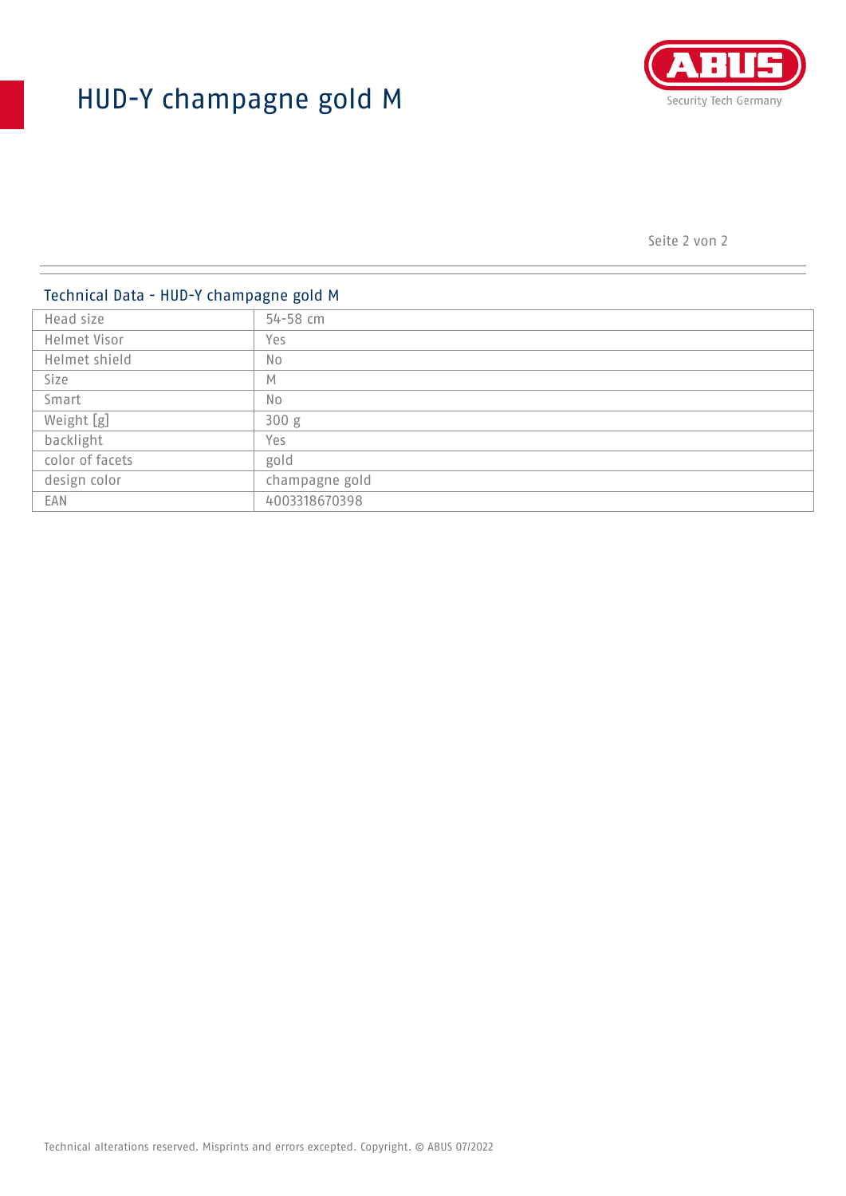# HUD-Y champagne gold M

## Technical Data - HUD-Y champagne gold M

| | |
|---|---|
| Head size | 54-58 cm |
| Helmet Visor | Yes |
| Helmet shield | No |
| Size | M |
| Smart | No |
| Weight [g] | 300 g |
| backlight | Yes |
| color of facets | gold |
| design color | champagne gold |
| EAN | 4003318670398 |

Technical alterations reserved. Misprints and errors excepted. Copyright. © ABUS 07/2022